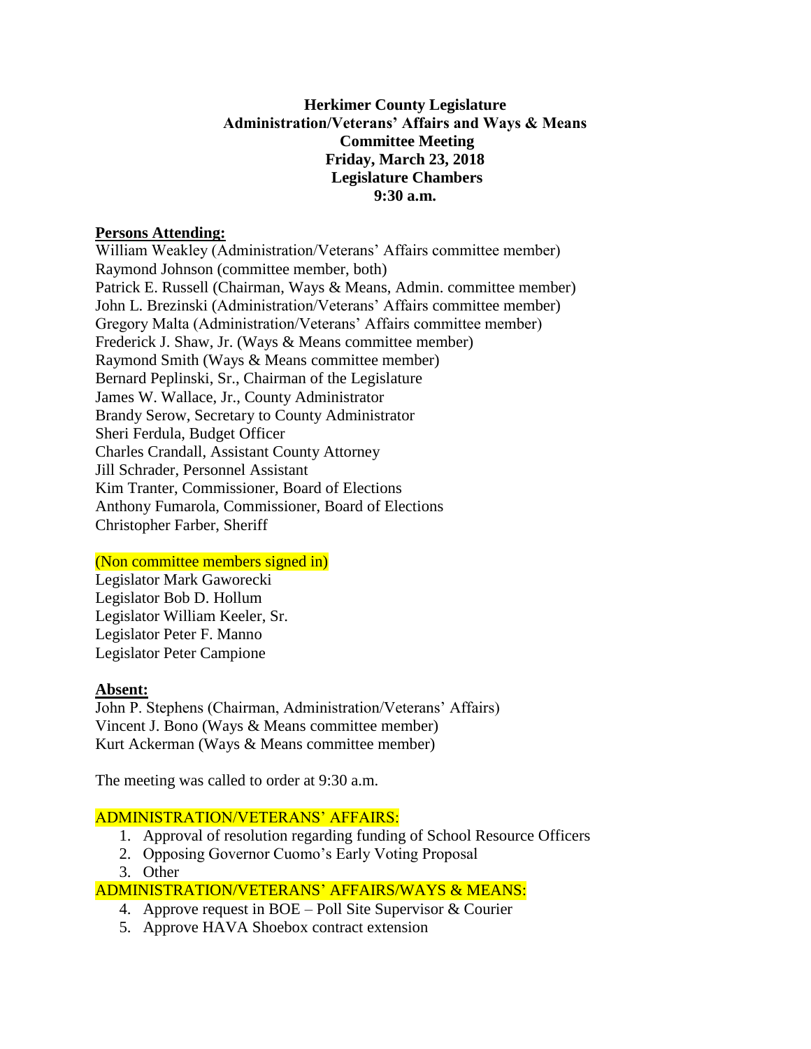**Herkimer County Legislature**
**Administration/Veterans' Affairs and Ways & Means**
**Committee Meeting**
**Friday, March 23, 2018**
**Legislature Chambers**
**9:30 a.m.**

**Persons Attending:**

William Weakley (Administration/Veterans' Affairs committee member)
Raymond Johnson (committee member, both)
Patrick E. Russell (Chairman, Ways & Means, Admin. committee member)
John L. Brezinski (Administration/Veterans' Affairs committee member)
Gregory Malta (Administration/Veterans' Affairs committee member)
Frederick J. Shaw, Jr. (Ways & Means committee member)
Raymond Smith (Ways & Means committee member)
Bernard Peplinski, Sr., Chairman of the Legislature
James W. Wallace, Jr., County Administrator
Brandy Serow, Secretary to County Administrator
Sheri Ferdula, Budget Officer
Charles Crandall, Assistant County Attorney
Jill Schrader, Personnel Assistant
Kim Tranter, Commissioner, Board of Elections
Anthony Fumarola, Commissioner, Board of Elections
Christopher Farber, Sheriff

(Non committee members signed in)

Legislator Mark Gaworecki
Legislator Bob D. Hollum
Legislator William Keeler, Sr.
Legislator Peter F. Manno
Legislator Peter Campione

**Absent:**

John P. Stephens (Chairman, Administration/Veterans' Affairs)
Vincent J. Bono (Ways & Means committee member)
Kurt Ackerman (Ways & Means committee member)

The meeting was called to order at 9:30 a.m.

ADMINISTRATION/VETERANS' AFFAIRS:

1. Approval of resolution regarding funding of School Resource Officers
2. Opposing Governor Cuomo's Early Voting Proposal
3. Other

ADMINISTRATION/VETERANS' AFFAIRS/WAYS & MEANS:

4. Approve request in BOE – Poll Site Supervisor & Courier
5. Approve HAVA Shoebox contract extension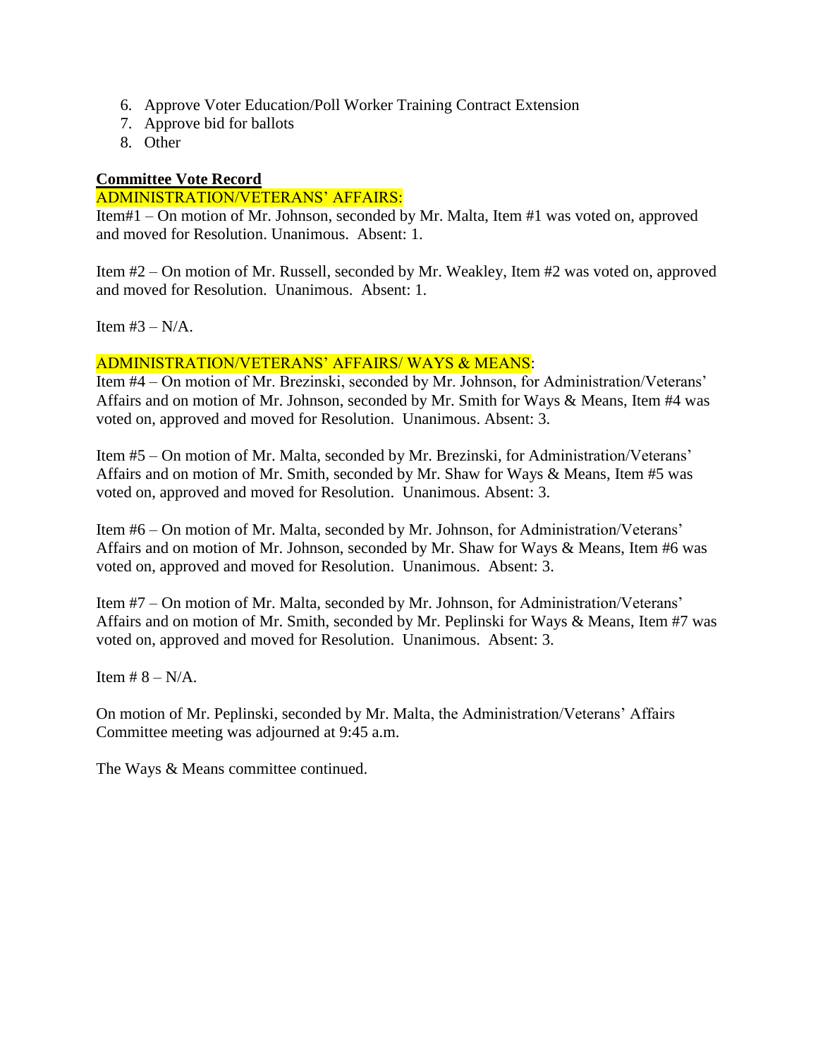6. Approve Voter Education/Poll Worker Training Contract Extension
7. Approve bid for ballots
8. Other

**Committee Vote Record**

ADMINISTRATION/VETERANS' AFFAIRS:

Item#1 – On motion of Mr. Johnson, seconded by Mr. Malta, Item #1 was voted on, approved and moved for Resolution. Unanimous. Absent: 1.

Item #2 – On motion of Mr. Russell, seconded by Mr. Weakley, Item #2 was voted on, approved and moved for Resolution. Unanimous. Absent: 1.

Item #3 – N/A.

ADMINISTRATION/VETERANS' AFFAIRS/ WAYS & MEANS:

Item #4 – On motion of Mr. Brezinski, seconded by Mr. Johnson, for Administration/Veterans' Affairs and on motion of Mr. Johnson, seconded by Mr. Smith for Ways & Means, Item #4 was voted on, approved and moved for Resolution. Unanimous. Absent: 3.

Item #5 – On motion of Mr. Malta, seconded by Mr. Brezinski, for Administration/Veterans' Affairs and on motion of Mr. Smith, seconded by Mr. Shaw for Ways & Means, Item #5 was voted on, approved and moved for Resolution. Unanimous. Absent: 3.

Item #6 – On motion of Mr. Malta, seconded by Mr. Johnson, for Administration/Veterans' Affairs and on motion of Mr. Johnson, seconded by Mr. Shaw for Ways & Means, Item #6 was voted on, approved and moved for Resolution. Unanimous. Absent: 3.

Item #7 – On motion of Mr. Malta, seconded by Mr. Johnson, for Administration/Veterans' Affairs and on motion of Mr. Smith, seconded by Mr. Peplinski for Ways & Means, Item #7 was voted on, approved and moved for Resolution. Unanimous. Absent: 3.

Item # 8 – N/A.

On motion of Mr. Peplinski, seconded by Mr. Malta, the Administration/Veterans' Affairs Committee meeting was adjourned at 9:45 a.m.

The Ways & Means committee continued.